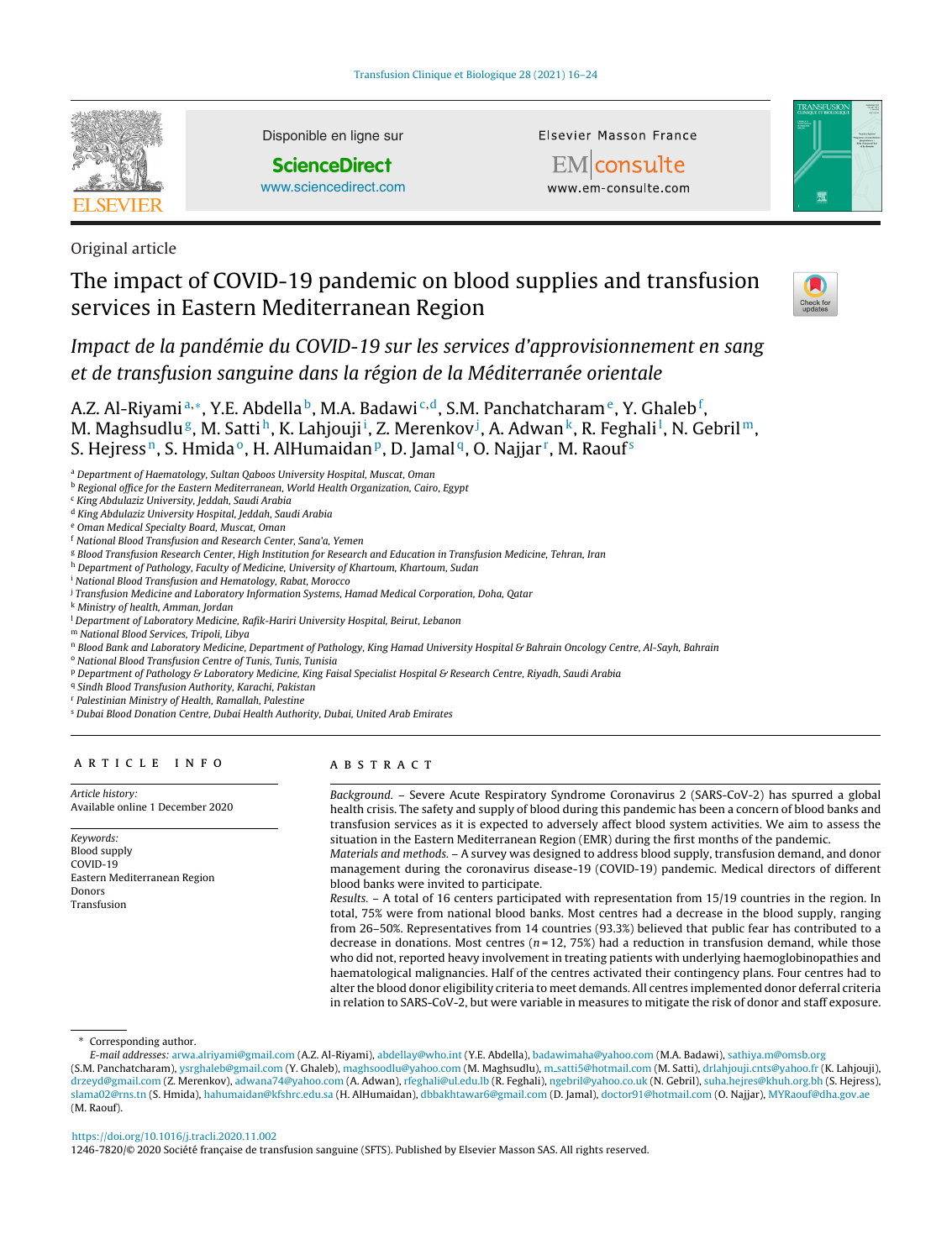Original article

# The impact of COVID-19 pandemic on blood supplies and transfusion services in Eastern Mediterranean Region

*Impact de la pandémie du COVID-19 sur les services d'approvisionnement en sang et de transfusion sanguine dans la région de la Méditerranée orientale*

A.Z. Al-Riyami[a,*], Y.E. Abdella[b], M.A. Badawi[c,d], S.M. Panchatcharam[e], Y. Ghaleb[f], M. Maghsudlu[g], M. Satti[h], K. Lahjouji[i], Z. Merenkov[j], A. Adwan[k], R. Feghali[l], N. Gebril[m], S. Hejress[n], S. Hmida[o], H. AlHumaidan[p], D. Jamal[q], O. Najjar[r], M. Raouf[s]

[a] Department of Haematology, Sultan Qaboos University Hospital, Muscat, Oman
[b] Regional office for the Eastern Mediterranean, World Health Organization, Cairo, Egypt
[c] King Abdulaziz University, Jeddah, Saudi Arabia
[d] King Abdulaziz University Hospital, Jeddah, Saudi Arabia
[e] Oman Medical Specialty Board, Muscat, Oman
[f] National Blood Transfusion and Research Center, Sana'a, Yemen
[g] Blood Transfusion Research Center, High Institution for Research and Education in Transfusion Medicine, Tehran, Iran
[h] Department of Pathology, Faculty of Medicine, University of Khartoum, Khartoum, Sudan
[i] National Blood Transfusion and Hematology, Rabat, Morocco
[j] Transfusion Medicine and Laboratory Information Systems, Hamad Medical Corporation, Doha, Qatar
[k] Ministry of health, Amman, Jordan
[l] Department of Laboratory Medicine, Rafik-Hariri University Hospital, Beirut, Lebanon
[m] National Blood Services, Tripoli, Libya
[n] Blood Bank and Laboratory Medicine, Department of Pathology, King Hamad University Hospital & Bahrain Oncology Centre, Al-Sayh, Bahrain
[o] National Blood Transfusion Centre of Tunis, Tunis, Tunisia
[p] Department of Pathology & Laboratory Medicine, King Faisal Specialist Hospital & Research Centre, Riyadh, Saudi Arabia
[q] Sindh Blood Transfusion Authority, Karachi, Pakistan
[r] Palestinian Ministry of Health, Ramallah, Palestine
[s] Dubai Blood Donation Centre, Dubai Health Authority, Dubai, United Arab Emirates

## ARTICLE INFO

*Article history:*
Available online 1 December 2020

*Keywords:*
Blood supply
COVID-19
Eastern Mediterranean Region
Donors
Transfusion

## ABSTRACT

*Background.* – Severe Acute Respiratory Syndrome Coronavirus 2 (SARS-CoV-2) has spurred a global health crisis. The safety and supply of blood during this pandemic has been a concern of blood banks and transfusion services as it is expected to adversely affect blood system activities. We aim to assess the situation in the Eastern Mediterranean Region (EMR) during the first months of the pandemic.

*Materials and methods.* – A survey was designed to address blood supply, transfusion demand, and donor management during the coronavirus disease-19 (COVID-19) pandemic. Medical directors of different blood banks were invited to participate.

*Results.* – A total of 16 centers participated with representation from 15/19 countries in the region. In total, 75% were from national blood banks. Most centres had a decrease in the blood supply, ranging from 26–50%. Representatives from 14 countries (93.3%) believed that public fear has contributed to a decrease in donations. Most centres ($n = 12$, 75%) had a reduction in transfusion demand, while those who did not, reported heavy involvement in treating patients with underlying haemoglobinopathies and haematological malignancies. Half of the centres activated their contingency plans. Four centres had to alter the blood donor eligibility criteria to meet demands. All centres implemented donor deferral criteria in relation to SARS-CoV-2, but were variable in measures to mitigate the risk of donor and staff exposure.

* Corresponding author.
*E-mail addresses:* arwa.alriyami@gmail.com (A.Z. Al-Riyami), abdellay@who.int (Y.E. Abdella), badawimaha@yahoo.com (M.A. Badawi), sathiya.m@omsb.org (S.M. Panchatcharam), ysrghaleb@gmail.com (Y. Ghaleb), maghsoodlu@yahoo.com (M. Maghsudlu), m_satti5@hotmail.com (M. Satti), drlahjouji.cnts@yahoo.fr (K. Lahjouji), drzeyd@gmail.com (Z. Merenkov), adwana74@yahoo.com (A. Adwan), rfeghali@ul.edu.lb (R. Feghali), ngebril@yahoo.co.uk (N. Gebril), suha.hejres@khuh.org.bh (S. Hejress), slama02@rns.tn (S. Hmida), hahumaidan@kfshrc.edu.sa (H. AlHumaidan), dbbakhtawar6@gmail.com (D. Jamal), doctor91@hotmail.com (O. Najjar), MYRaouf@dha.gov.ae (M. Raouf).

https://doi.org/10.1016/j.tracli.2020.11.002
1246-7820/© 2020 Société française de transfusion sanguine (SFTS). Published by Elsevier Masson SAS. All rights reserved.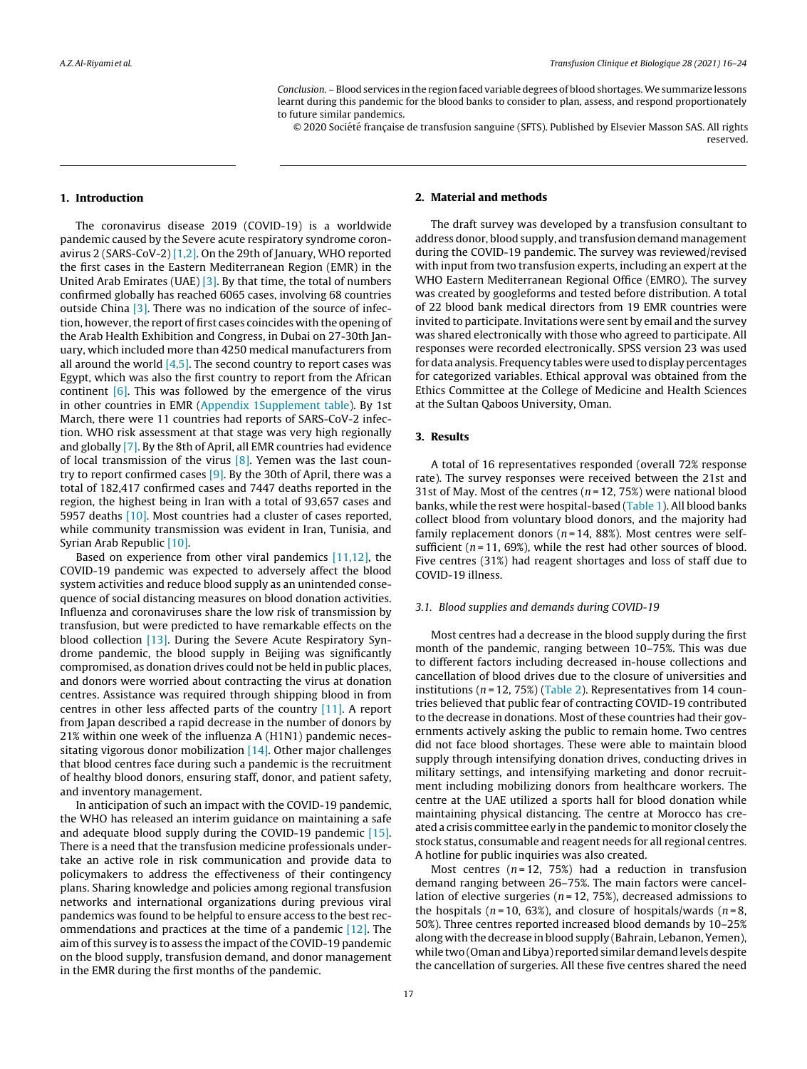*Conclusion.* – Blood services in the region faced variable degrees of blood shortages. We summarize lessons learnt during this pandemic for the blood banks to consider to plan, assess, and respond proportionately to future similar pandemics.

© 2020 Société française de transfusion sanguine (SFTS). Published by Elsevier Masson SAS. All rights reserved.

## 1. Introduction

The coronavirus disease 2019 (COVID-19) is a worldwide pandemic caused by the Severe acute respiratory syndrome coronavirus 2 (SARS-CoV-2) [1,2]. On the 29th of January, WHO reported the first cases in the Eastern Mediterranean Region (EMR) in the United Arab Emirates (UAE) [3]. By that time, the total of numbers confirmed globally has reached 6065 cases, involving 68 countries outside China [3]. There was no indication of the source of infection, however, the report of first cases coincides with the opening of the Arab Health Exhibition and Congress, in Dubai on 27-30th January, which included more than 4250 medical manufacturers from all around the world [4,5]. The second country to report cases was Egypt, which was also the first country to report from the African continent [6]. This was followed by the emergence of the virus in other countries in EMR (Appendix 1Supplement table). By 1st March, there were 11 countries had reports of SARS-CoV-2 infection. WHO risk assessment at that stage was very high regionally and globally [7]. By the 8th of April, all EMR countries had evidence of local transmission of the virus [8]. Yemen was the last country to report confirmed cases [9]. By the 30th of April, there was a total of 182,417 confirmed cases and 7447 deaths reported in the region, the highest being in Iran with a total of 93,657 cases and 5957 deaths [10]. Most countries had a cluster of cases reported, while community transmission was evident in Iran, Tunisia, and Syrian Arab Republic [10].

Based on experience from other viral pandemics [11,12], the COVID-19 pandemic was expected to adversely affect the blood system activities and reduce blood supply as an unintended consequence of social distancing measures on blood donation activities. Influenza and coronaviruses share the low risk of transmission by transfusion, but were predicted to have remarkable effects on the blood collection [13]. During the Severe Acute Respiratory Syndrome pandemic, the blood supply in Beijing was significantly compromised, as donation drives could not be held in public places, and donors were worried about contracting the virus at donation centres. Assistance was required through shipping blood in from centres in other less affected parts of the country [11]. A report from Japan described a rapid decrease in the number of donors by 21% within one week of the influenza A (H1N1) pandemic necessitating vigorous donor mobilization [14]. Other major challenges that blood centres face during such a pandemic is the recruitment of healthy blood donors, ensuring staff, donor, and patient safety, and inventory management.

In anticipation of such an impact with the COVID-19 pandemic, the WHO has released an interim guidance on maintaining a safe and adequate blood supply during the COVID-19 pandemic [15]. There is a need that the transfusion medicine professionals undertake an active role in risk communication and provide data to policymakers to address the effectiveness of their contingency plans. Sharing knowledge and policies among regional transfusion networks and international organizations during previous viral pandemics was found to be helpful to ensure access to the best recommendations and practices at the time of a pandemic [12]. The aim of this survey is to assess the impact of the COVID-19 pandemic on the blood supply, transfusion demand, and donor management in the EMR during the first months of the pandemic.

## 2. Material and methods

The draft survey was developed by a transfusion consultant to address donor, blood supply, and transfusion demand management during the COVID-19 pandemic. The survey was reviewed/revised with input from two transfusion experts, including an expert at the WHO Eastern Mediterranean Regional Office (EMRO). The survey was created by googleforms and tested before distribution. A total of 22 blood bank medical directors from 19 EMR countries were invited to participate. Invitations were sent by email and the survey was shared electronically with those who agreed to participate. All responses were recorded electronically. SPSS version 23 was used for data analysis. Frequency tables were used to display percentages for categorized variables. Ethical approval was obtained from the Ethics Committee at the College of Medicine and Health Sciences at the Sultan Qaboos University, Oman.

## 3. Results

A total of 16 representatives responded (overall 72% response rate). The survey responses were received between the 21st and 31st of May. Most of the centres ($n = 12$, 75%) were national blood banks, while the rest were hospital-based (Table 1). All blood banks collect blood from voluntary blood donors, and the majority had family replacement donors ($n = 14$, 88%). Most centres were self-sufficient ($n = 11$, 69%), while the rest had other sources of blood. Five centres (31%) had reagent shortages and loss of staff due to COVID-19 illness.

### 3.1. Blood supplies and demands during COVID-19

Most centres had a decrease in the blood supply during the first month of the pandemic, ranging between 10–75%. This was due to different factors including decreased in-house collections and cancellation of blood drives due to the closure of universities and institutions ($n = 12$, 75%) (Table 2). Representatives from 14 countries believed that public fear of contracting COVID-19 contributed to the decrease in donations. Most of these countries had their governments actively asking the public to remain home. Two centres did not face blood shortages. These were able to maintain blood supply through intensifying donation drives, conducting drives in military settings, and intensifying marketing and donor recruitment including mobilizing donors from healthcare workers. The centre at the UAE utilized a sports hall for blood donation while maintaining physical distancing. The centre at Morocco has created a crisis committee early in the pandemic to monitor closely the stock status, consumable and reagent needs for all regional centres. A hotline for public inquiries was also created.

Most centres ($n = 12$, 75%) had a reduction in transfusion demand ranging between 26–75%. The main factors were cancellation of elective surgeries ($n = 12$, 75%), decreased admissions to the hospitals ($n = 10$, 63%), and closure of hospitals/wards ($n = 8$, 50%). Three centres reported increased blood demands by 10–25% along with the decrease in blood supply (Bahrain, Lebanon, Yemen), while two (Oman and Libya) reported similar demand levels despite the cancellation of surgeries. All these five centres shared the need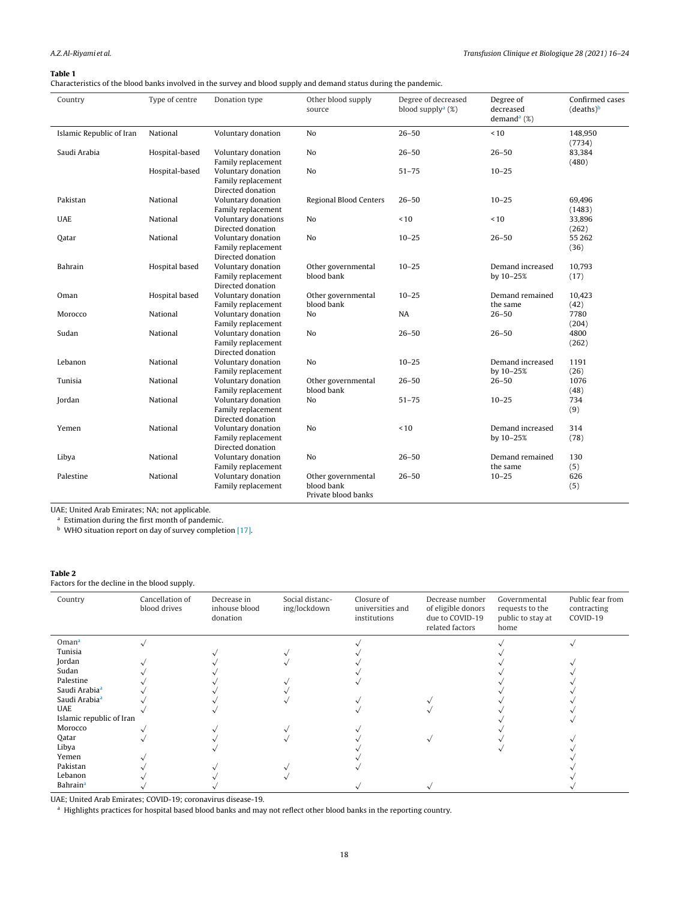**Table 1**
Characteristics of the blood banks involved in the survey and blood supply and demand status during the pandemic.

| Country | Type of centre | Donation type | Other blood supply source | Degree of decreased blood supply[a] (%) | Degree of decreased demand[a] (%) | Confirmed cases (deaths)[b] |
|---|---|---|---|---|---|---|
| Islamic Republic of Iran | National | Voluntary donation | No | 26–50 | < 10 | 148,950 (7734) |
| Saudi Arabia | Hospital-based | Voluntary donation<br>Family replacement | No | 26–50 | 26–50 | 83,384 (480) |
| | Hospital-based | Voluntary donation<br>Family replacement<br>Directed donation | No | 51–75 | 10–25 | |
| Pakistan | National | Voluntary donation<br>Family replacement | Regional Blood Centers | 26–50 | 10–25 | 69,496 (1483) |
| UAE | National | Voluntary donations<br>Directed donation | No | < 10 | < 10 | 33,896 (262) |
| Qatar | National | Voluntary donation<br>Family replacement<br>Directed donation | No | 10–25 | 26–50 | 55 262 (36) |
| Bahrain | Hospital based | Voluntary donation<br>Family replacement<br>Directed donation | Other governmental blood bank | 10–25 | Demand increased by 10–25% | 10,793 (17) |
| Oman | Hospital based | Voluntary donation<br>Family replacement | Other governmental blood bank | 10–25 | Demand remained the same | 10,423 (42) |
| Morocco | National | Voluntary donation<br>Family replacement | No | NA | 26–50 | 7780 (204) |
| Sudan | National | Voluntary donation<br>Family replacement<br>Directed donation | No | 26–50 | 26–50 | 4800 (262) |
| Lebanon | National | Voluntary donation<br>Family replacement | No | 10–25 | Demand increased by 10–25% | 1191 (26) |
| Tunisia | National | Voluntary donation<br>Family replacement | Other governmental blood bank | 26–50 | 26–50 | 1076 (48) |
| Jordan | National | Voluntary donation<br>Family replacement<br>Directed donation | No | 51–75 | 10–25 | 734 (9) |
| Yemen | National | Voluntary donation<br>Family replacement<br>Directed donation | No | < 10 | Demand increased by 10–25% | 314 (78) |
| Libya | National | Voluntary donation<br>Family replacement | No | 26–50 | Demand remained the same | 130 (5) |
| Palestine | National | Voluntary donation<br>Family replacement | Other governmental blood bank<br>Private blood banks | 26–50 | 10–25 | 626 (5) |

UAE; United Arab Emirates; NA; not applicable.
[a] Estimation during the first month of pandemic.
[b] WHO situation report on day of survey completion [17].

**Table 2**
Factors for the decline in the blood supply.

| Country | Cancellation of blood drives | Decrease in inhouse blood donation | Social distancing/lockdown | Closure of universities and institutions | Decrease number of eligible donors due to COVID-19 related factors | Governmental requests to the public to stay at home | Public fear from contracting COVID-19 |
|---|---|---|---|---|---|---|---|
| Oman[a] | √ | | | √ | | √ | √ |
| Tunisia | | √ | √ | √ | | √ | |
| Jordan | √ | √ | √ | √ | | √ | √ |
| Sudan | √ | √ | | √ | | √ | √ |
| Palestine | √ | √ | √ | √ | | √ | √ |
| Saudi Arabia[a] | √ | √ | √ | | | √ | √ |
| Saudi Arabia[a] | √ | √ | √ | √ | √ | √ | √ |
| UAE | √ | √ | | √ | √ | √ | √ |
| Islamic republic of Iran | | | | | | √ | √ |
| Morocco | √ | √ | √ | √ | | √ | |
| Qatar | √ | √ | √ | √ | √ | √ | √ |
| Libya | | √ | | √ | | √ | √ |
| Yemen | √ | | | √ | | | √ |
| Pakistan | √ | √ | √ | √ | | | √ |
| Lebanon | √ | √ | √ | | | | √ |
| Bahrain[a] | √ | √ | | √ | √ | | √ |

UAE; United Arab Emirates; COVID-19; coronavirus disease-19.
[a] Highlights practices for hospital based blood banks and may not reflect other blood banks in the reporting country.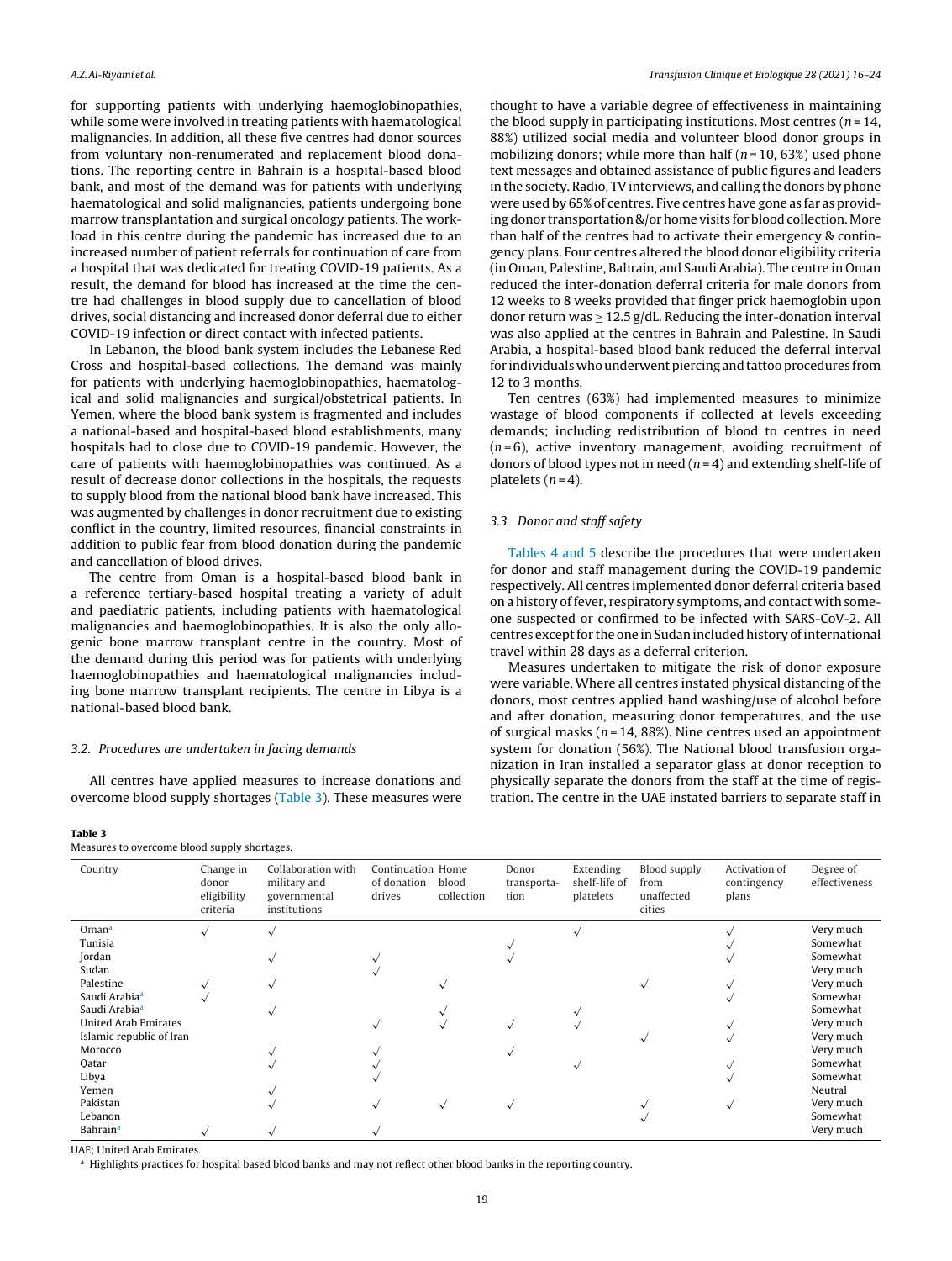for supporting patients with underlying haemoglobinopathies, while some were involved in treating patients with haematological malignancies. In addition, all these five centres had donor sources from voluntary non-renumerated and replacement blood donations. The reporting centre in Bahrain is a hospital-based blood bank, and most of the demand was for patients with underlying haematological and solid malignancies, patients undergoing bone marrow transplantation and surgical oncology patients. The workload in this centre during the pandemic has increased due to an increased number of patient referrals for continuation of care from a hospital that was dedicated for treating COVID-19 patients. As a result, the demand for blood has increased at the time the centre had challenges in blood supply due to cancellation of blood drives, social distancing and increased donor deferral due to either COVID-19 infection or direct contact with infected patients.

In Lebanon, the blood bank system includes the Lebanese Red Cross and hospital-based collections. The demand was mainly for patients with underlying haemoglobinopathies, haematological and solid malignancies and surgical/obstetrical patients. In Yemen, where the blood bank system is fragmented and includes a national-based and hospital-based blood establishments, many hospitals had to close due to COVID-19 pandemic. However, the care of patients with haemoglobinopathies was continued. As a result of decrease donor collections in the hospitals, the requests to supply blood from the national blood bank have increased. This was augmented by challenges in donor recruitment due to existing conflict in the country, limited resources, financial constraints in addition to public fear from blood donation during the pandemic and cancellation of blood drives.

The centre from Oman is a hospital-based blood bank in a reference tertiary-based hospital treating a variety of adult and paediatric patients, including patients with haematological malignancies and haemoglobinopathies. It is also the only allogenic bone marrow transplant centre in the country. Most of the demand during this period was for patients with underlying haemoglobinopathies and haematological malignancies including bone marrow transplant recipients. The centre in Libya is a national-based blood bank.

### 3.2. Procedures are undertaken in facing demands

All centres have applied measures to increase donations and overcome blood supply shortages (Table 3). These measures were thought to have a variable degree of effectiveness in maintaining the blood supply in participating institutions. Most centres ($n = 14$, 88%) utilized social media and volunteer blood donor groups in mobilizing donors; while more than half ($n = 10$, 63%) used phone text messages and obtained assistance of public figures and leaders in the society. Radio, TV interviews, and calling the donors by phone were used by 65% of centres. Five centres have gone as far as providing donor transportation &/or home visits for blood collection. More than half of the centres had to activate their emergency & contingency plans. Four centres altered the blood donor eligibility criteria (in Oman, Palestine, Bahrain, and Saudi Arabia). The centre in Oman reduced the inter-donation deferral criteria for male donors from 12 weeks to 8 weeks provided that finger prick haemoglobin upon donor return was $\geq$ 12.5 g/dL. Reducing the inter-donation interval was also applied at the centres in Bahrain and Palestine. In Saudi Arabia, a hospital-based blood bank reduced the deferral interval for individuals who underwent piercing and tattoo procedures from 12 to 3 months.

Ten centres (63%) had implemented measures to minimize wastage of blood components if collected at levels exceeding demands; including redistribution of blood to centres in need ($n = 6$), active inventory management, avoiding recruitment of donors of blood types not in need ($n = 4$) and extending shelf-life of platelets ($n = 4$).

### 3.3. Donor and staff safety

Tables 4 and 5 describe the procedures that were undertaken for donor and staff management during the COVID-19 pandemic respectively. All centres implemented donor deferral criteria based on a history of fever, respiratory symptoms, and contact with someone suspected or confirmed to be infected with SARS-CoV-2. All centres except for the one in Sudan included history of international travel within 28 days as a deferral criterion.

Measures undertaken to mitigate the risk of donor exposure were variable. Where all centres instated physical distancing of the donors, most centres applied hand washing/use of alcohol before and after donation, measuring donor temperatures, and the use of surgical masks ($n = 14$, 88%). Nine centres used an appointment system for donation (56%). The National blood transfusion organization in Iran installed a separator glass at donor reception to physically separate the donors from the staff at the time of registration. The centre in the UAE instated barriers to separate staff in

**Table 3**
Measures to overcome blood supply shortages.

| Country | Change in donor eligibility criteria | Collaboration with military and governmental institutions | Continuation of donation drives | Home blood collection | Donor transportation | Extending shelf-life of platelets | Blood supply from unaffected cities | Activation of contingency plans | Degree of effectiveness |
|---|---|---|---|---|---|---|---|---|---|
| Oman[a] | √ | √ | | | | √ | | √ | Very much |
| Tunisia | | | | | √ | | | √ | Somewhat |
| Jordan | | √ | √ | | √ | | | √ | Somewhat |
| Sudan | | | √ | | | | | | Very much |
| Palestine | √ | √ | | √ | | | √ | √ | Very much |
| Saudi Arabia[a] | √ | | | | | | | √ | Somewhat |
| Saudi Arabia[a] | | √ | | √ | | √ | | | Somewhat |
| United Arab Emirates | | | √ | √ | √ | √ | | √ | Very much |
| Islamic republic of Iran | | | | | | | √ | √ | Very much |
| Morocco | | √ | √ | | √ | | | | Very much |
| Qatar | | √ | √ | | | √ | | √ | Somewhat |
| Libya | | | √ | | | | | √ | Somewhat |
| Yemen | | √ | | | | | | | Neutral |
| Pakistan | | √ | √ | √ | √ | | √ | √ | Very much |
| Lebanon | | | | | | | √ | | Somewhat |
| Bahrain[a] | √ | √ | √ | | | | | | Very much |

UAE; United Arab Emirates.

[a] Highlights practices for hospital based blood banks and may not reflect other blood banks in the reporting country.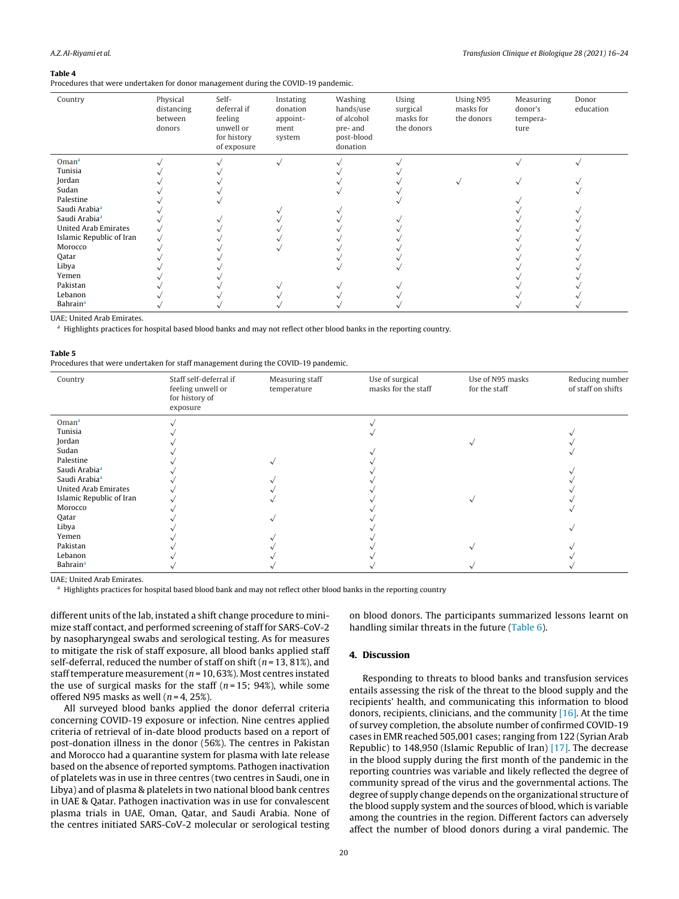**Table 4**
Procedures that were undertaken for donor management during the COVID-19 pandemic.

| Country | Physical distancing between donors | Self-deferral if feeling unwell or for history of exposure | Instating donation appointment system | Washing hands/use of alcohol pre- and post-blood donation | Using surgical masks for the donors | Using N95 masks for the donors | Measuring donor's temperature | Donor education |
|---|---|---|---|---|---|---|---|---|
| Oman[a] | √ | √ | √ | √ | √ | | √ | √ |
| Tunisia | √ | √ | | √ | √ | | | |
| Jordan | √ | √ | | √ | √ | √ | √ | √ |
| Sudan | √ | √ | | √ | √ | | | √ |
| Palestine | √ | √ | | | √ | | √ | |
| Saudi Arabia[a] | √ | | √ | √ | | | √ | √ |
| Saudi Arabia[a] | √ | √ | √ | √ | √ | | √ | √ |
| United Arab Emirates | √ | √ | √ | √ | √ | | √ | √ |
| Islamic Republic of Iran | √ | √ | √ | √ | √ | | √ | √ |
| Morocco | √ | √ | √ | √ | √ | | √ | √ |
| Qatar | √ | √ | | √ | √ | | √ | √ |
| Libya | √ | √ | | √ | √ | | √ | √ |
| Yemen | √ | √ | | | | | √ | √ |
| Pakistan | √ | √ | √ | √ | √ | | √ | √ |
| Lebanon | √ | √ | √ | √ | √ | | √ | √ |
| Bahrain[a] | √ | √ | √ | √ | √ | | √ | √ |

UAE; United Arab Emirates.

[a] Highlights practices for hospital based blood banks and may not reflect other blood banks in the reporting country.

**Table 5**
Procedures that were undertaken for staff management during the COVID-19 pandemic.

| Country | Staff self-deferral if feeling unwell or for history of exposure | Measuring staff temperature | Use of surgical masks for the staff | Use of N95 masks for the staff | Reducing number of staff on shifts |
|---|---|---|---|---|---|
| Oman[a] | √ | | √ | | |
| Tunisia | √ | | √ | | √ |
| Jordan | √ | | | √ | √ |
| Sudan | √ | | √ | | √ |
| Palestine | √ | √ | √ | | |
| Saudi Arabia[a] | √ | | √ | | √ |
| Saudi Arabia[a] | √ | √ | √ | | √ |
| United Arab Emirates | √ | √ | √ | | √ |
| Islamic Republic of Iran | √ | √ | √ | √ | √ |
| Morocco | √ | | √ | | √ |
| Qatar | √ | √ | √ | | |
| Libya | √ | | √ | | √ |
| Yemen | √ | √ | √ | | |
| Pakistan | √ | √ | √ | √ | √ |
| Lebanon | √ | √ | √ | | √ |
| Bahrain[a] | √ | √ | √ | √ | √ |

UAE; United Arab Emirates.

[a] Highlights practices for hospital based blood bank and may not reflect other blood banks in the reporting country

different units of the lab, instated a shift change procedure to minimize staff contact, and performed screening of staff for SARS-CoV-2 by nasopharyngeal swabs and serological testing. As for measures to mitigate the risk of staff exposure, all blood banks applied staff self-deferral, reduced the number of staff on shift ($n = 13$, 81%), and staff temperature measurement ($n = 10$, 63%). Most centres instated the use of surgical masks for the staff ($n = 15$; 94%), while some offered N95 masks as well ($n = 4$, 25%).

All surveyed blood banks applied the donor deferral criteria concerning COVID-19 exposure or infection. Nine centres applied criteria of retrieval of in-date blood products based on a report of post-donation illness in the donor (56%). The centres in Pakistan and Morocco had a quarantine system for plasma with late release based on the absence of reported symptoms. Pathogen inactivation of platelets was in use in three centres (two centres in Saudi, one in Libya) and of plasma & platelets in two national blood bank centres in UAE & Qatar. Pathogen inactivation was in use for convalescent plasma trials in UAE, Oman, Qatar, and Saudi Arabia. None of the centres initiated SARS-CoV-2 molecular or serological testing on blood donors. The participants summarized lessons learnt on handling similar threats in the future (Table 6).

## 4. Discussion

Responding to threats to blood banks and transfusion services entails assessing the risk of the threat to the blood supply and the recipients' health, and communicating this information to blood donors, recipients, clinicians, and the community [16]. At the time of survey completion, the absolute number of confirmed COVID-19 cases in EMR reached 505,001 cases; ranging from 122 (Syrian Arab Republic) to 148,950 (Islamic Republic of Iran) [17]. The decrease in the blood supply during the first month of the pandemic in the reporting countries was variable and likely reflected the degree of community spread of the virus and the governmental actions. The degree of supply change depends on the organizational structure of the blood supply system and the sources of blood, which is variable among the countries in the region. Different factors can adversely affect the number of blood donors during a viral pandemic. The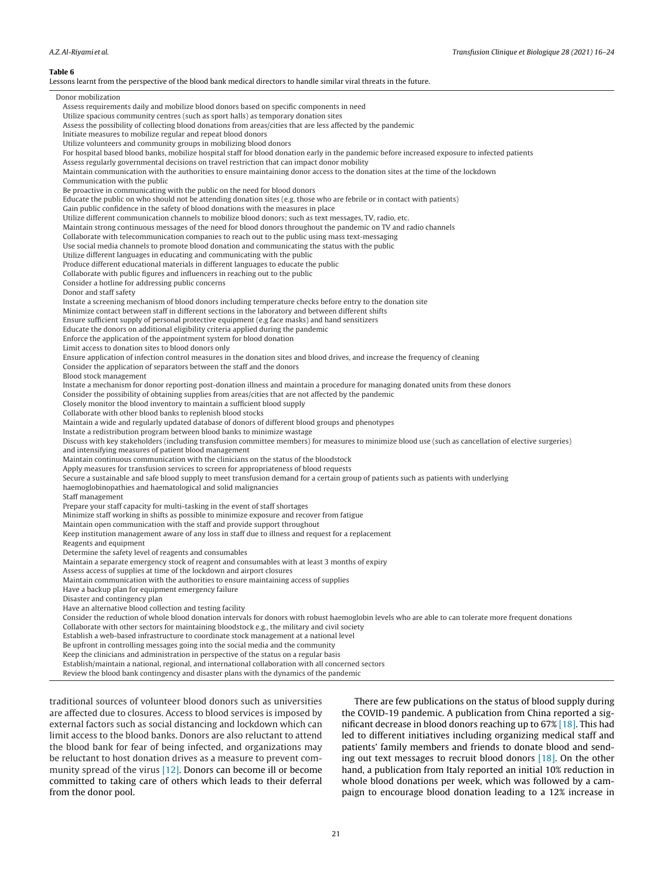**Table 6**
Lessons learnt from the perspective of the blood bank medical directors to handle similar viral threats in the future.

| |
|---|
| Donor mobilization |
| Assess requirements daily and mobilize blood donors based on specific components in need |
| Utilize spacious community centres (such as sport halls) as temporary donation sites |
| Assess the possibility of collecting blood donations from areas/cities that are less affected by the pandemic |
| Initiate measures to mobilize regular and repeat blood donors |
| Utilize volunteers and community groups in mobilizing blood donors |
| For hospital based blood banks, mobilize hospital staff for blood donation early in the pandemic before increased exposure to infected patients |
| Assess regularly governmental decisions on travel restriction that can impact donor mobility |
| Maintain communication with the authorities to ensure maintaining donor access to the donation sites at the time of the lockdown |
| Communication with the public |
| Be proactive in communicating with the public on the need for blood donors |
| Educate the public on who should not be attending donation sites (e.g. those who are febrile or in contact with patients) |
| Gain public confidence in the safety of blood donations with the measures in place |
| Utilize different communication channels to mobilize blood donors; such as text messages, TV, radio, etc. |
| Maintain strong continuous messages of the need for blood donors throughout the pandemic on TV and radio channels |
| Collaborate with telecommunication companies to reach out to the public using mass text-messaging |
| Use social media channels to promote blood donation and communicating the status with the public |
| Utilize different languages in educating and communicating with the public |
| Produce different educational materials in different languages to educate the public |
| Collaborate with public figures and influencers in reaching out to the public |
| Consider a hotline for addressing public concerns |
| Donor and staff safety |
| Instate a screening mechanism of blood donors including temperature checks before entry to the donation site |
| Minimize contact between staff in different sections in the laboratory and between different shifts |
| Ensure sufficient supply of personal protective equipment (e.g face masks) and hand sensitizers |
| Educate the donors on additional eligibility criteria applied during the pandemic |
| Enforce the application of the appointment system for blood donation |
| Limit access to donation sites to blood donors only |
| Ensure application of infection control measures in the donation sites and blood drives, and increase the frequency of cleaning |
| Consider the application of separators between the staff and the donors |
| Blood stock management |
| Instate a mechanism for donor reporting post-donation illness and maintain a procedure for managing donated units from these donors |
| Consider the possibility of obtaining supplies from areas/cities that are not affected by the pandemic |
| Closely monitor the blood inventory to maintain a sufficient blood supply |
| Collaborate with other blood banks to replenish blood stocks |
| Maintain a wide and regularly updated database of donors of different blood groups and phenotypes |
| Instate a redistribution program between blood banks to minimize wastage |
| Discuss with key stakeholders (including transfusion committee members) for measures to minimize blood use (such as cancellation of elective surgeries) and intensifying measures of patient blood management |
| Maintain continuous communication with the clinicians on the status of the bloodstock |
| Apply measures for transfusion services to screen for appropriateness of blood requests |
| Secure a sustainable and safe blood supply to meet transfusion demand for a certain group of patients such as patients with underlying haemoglobinopathies and haematological and solid malignancies |
| Staff management |
| Prepare your staff capacity for multi-tasking in the event of staff shortages |
| Minimize staff working in shifts as possible to minimize exposure and recover from fatigue |
| Maintain open communication with the staff and provide support throughout |
| Keep institution management aware of any loss in staff due to illness and request for a replacement |
| Reagents and equipment |
| Determine the safety level of reagents and consumables |
| Maintain a separate emergency stock of reagent and consumables with at least 3 months of expiry |
| Assess access of supplies at time of the lockdown and airport closures |
| Maintain communication with the authorities to ensure maintaining access of supplies |
| Have a backup plan for equipment emergency failure |
| Disaster and contingency plan |
| Have an alternative blood collection and testing facility |
| Consider the reduction of whole blood donation intervals for donors with robust haemoglobin levels who are able to can tolerate more frequent donations |
| Collaborate with other sectors for maintaining bloodstock e.g., the military and civil society |
| Establish a web-based infrastructure to coordinate stock management at a national level |
| Be upfront in controlling messages going into the social media and the community |
| Keep the clinicians and administration in perspective of the status on a regular basis |
| Establish/maintain a national, regional, and international collaboration with all concerned sectors |
| Review the blood bank contingency and disaster plans with the dynamics of the pandemic |

traditional sources of volunteer blood donors such as universities are affected due to closures. Access to blood services is imposed by external factors such as social distancing and lockdown which can limit access to the blood banks. Donors are also reluctant to attend the blood bank for fear of being infected, and organizations may be reluctant to host donation drives as a measure to prevent community spread of the virus [12]. Donors can become ill or become committed to taking care of others which leads to their deferral from the donor pool.

There are few publications on the status of blood supply during the COVID-19 pandemic. A publication from China reported a significant decrease in blood donors reaching up to 67% [18]. This had led to different initiatives including organizing medical staff and patients' family members and friends to donate blood and sending out text messages to recruit blood donors [18]. On the other hand, a publication from Italy reported an initial 10% reduction in whole blood donations per week, which was followed by a campaign to encourage blood donation leading to a 12% increase in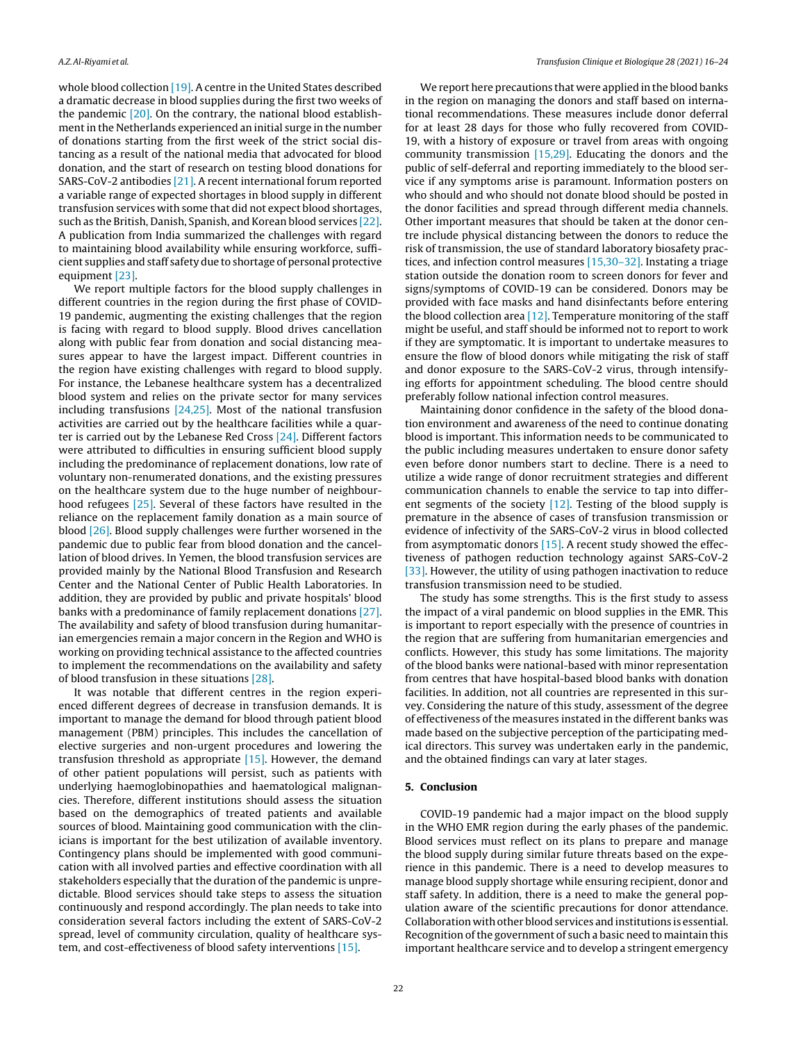whole blood collection [19]. A centre in the United States described a dramatic decrease in blood supplies during the first two weeks of the pandemic [20]. On the contrary, the national blood establishment in the Netherlands experienced an initial surge in the number of donations starting from the first week of the strict social distancing as a result of the national media that advocated for blood donation, and the start of research on testing blood donations for SARS-CoV-2 antibodies [21]. A recent international forum reported a variable range of expected shortages in blood supply in different transfusion services with some that did not expect blood shortages, such as the British, Danish, Spanish, and Korean blood services [22]. A publication from India summarized the challenges with regard to maintaining blood availability while ensuring workforce, sufficient supplies and staff safety due to shortage of personal protective equipment [23].

We report multiple factors for the blood supply challenges in different countries in the region during the first phase of COVID-19 pandemic, augmenting the existing challenges that the region is facing with regard to blood supply. Blood drives cancellation along with public fear from donation and social distancing measures appear to have the largest impact. Different countries in the region have existing challenges with regard to blood supply. For instance, the Lebanese healthcare system has a decentralized blood system and relies on the private sector for many services including transfusions [24,25]. Most of the national transfusion activities are carried out by the healthcare facilities while a quarter is carried out by the Lebanese Red Cross [24]. Different factors were attributed to difficulties in ensuring sufficient blood supply including the predominance of replacement donations, low rate of voluntary non-renumerated donations, and the existing pressures on the healthcare system due to the huge number of neighbourhood refugees [25]. Several of these factors have resulted in the reliance on the replacement family donation as a main source of blood [26]. Blood supply challenges were further worsened in the pandemic due to public fear from blood donation and the cancellation of blood drives. In Yemen, the blood transfusion services are provided mainly by the National Blood Transfusion and Research Center and the National Center of Public Health Laboratories. In addition, they are provided by public and private hospitals' blood banks with a predominance of family replacement donations [27]. The availability and safety of blood transfusion during humanitarian emergencies remain a major concern in the Region and WHO is working on providing technical assistance to the affected countries to implement the recommendations on the availability and safety of blood transfusion in these situations [28].

It was notable that different centres in the region experienced different degrees of decrease in transfusion demands. It is important to manage the demand for blood through patient blood management (PBM) principles. This includes the cancellation of elective surgeries and non-urgent procedures and lowering the transfusion threshold as appropriate [15]. However, the demand of other patient populations will persist, such as patients with underlying haemoglobinopathies and haematological malignancies. Therefore, different institutions should assess the situation based on the demographics of treated patients and available sources of blood. Maintaining good communication with the clinicians is important for the best utilization of available inventory. Contingency plans should be implemented with good communication with all involved parties and effective coordination with all stakeholders especially that the duration of the pandemic is unpredictable. Blood services should take steps to assess the situation continuously and respond accordingly. The plan needs to take into consideration several factors including the extent of SARS-CoV-2 spread, level of community circulation, quality of healthcare system, and cost-effectiveness of blood safety interventions [15].

We report here precautions that were applied in the blood banks in the region on managing the donors and staff based on international recommendations. These measures include donor deferral for at least 28 days for those who fully recovered from COVID-19, with a history of exposure or travel from areas with ongoing community transmission [15,29]. Educating the donors and the public of self-deferral and reporting immediately to the blood service if any symptoms arise is paramount. Information posters on who should and who should not donate blood should be posted in the donor facilities and spread through different media channels. Other important measures that should be taken at the donor centre include physical distancing between the donors to reduce the risk of transmission, the use of standard laboratory biosafety practices, and infection control measures [15,30–32]. Instating a triage station outside the donation room to screen donors for fever and signs/symptoms of COVID-19 can be considered. Donors may be provided with face masks and hand disinfectants before entering the blood collection area [12]. Temperature monitoring of the staff might be useful, and staff should be informed not to report to work if they are symptomatic. It is important to undertake measures to ensure the flow of blood donors while mitigating the risk of staff and donor exposure to the SARS-CoV-2 virus, through intensifying efforts for appointment scheduling. The blood centre should preferably follow national infection control measures.

Maintaining donor confidence in the safety of the blood donation environment and awareness of the need to continue donating blood is important. This information needs to be communicated to the public including measures undertaken to ensure donor safety even before donor numbers start to decline. There is a need to utilize a wide range of donor recruitment strategies and different communication channels to enable the service to tap into different segments of the society [12]. Testing of the blood supply is premature in the absence of cases of transfusion transmission or evidence of infectivity of the SARS-CoV-2 virus in blood collected from asymptomatic donors [15]. A recent study showed the effectiveness of pathogen reduction technology against SARS-CoV-2 [33]. However, the utility of using pathogen inactivation to reduce transfusion transmission need to be studied.

The study has some strengths. This is the first study to assess the impact of a viral pandemic on blood supplies in the EMR. This is important to report especially with the presence of countries in the region that are suffering from humanitarian emergencies and conflicts. However, this study has some limitations. The majority of the blood banks were national-based with minor representation from centres that have hospital-based blood banks with donation facilities. In addition, not all countries are represented in this survey. Considering the nature of this study, assessment of the degree of effectiveness of the measures instated in the different banks was made based on the subjective perception of the participating medical directors. This survey was undertaken early in the pandemic, and the obtained findings can vary at later stages.

## 5. Conclusion

COVID-19 pandemic had a major impact on the blood supply in the WHO EMR region during the early phases of the pandemic. Blood services must reflect on its plans to prepare and manage the blood supply during similar future threats based on the experience in this pandemic. There is a need to develop measures to manage blood supply shortage while ensuring recipient, donor and staff safety. In addition, there is a need to make the general population aware of the scientific precautions for donor attendance. Collaboration with other blood services and institutions is essential. Recognition of the government of such a basic need to maintain this important healthcare service and to develop a stringent emergency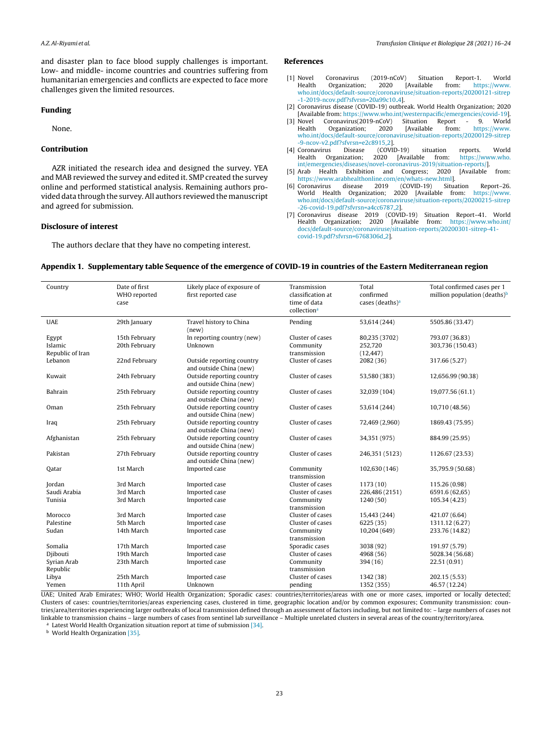and disaster plan to face blood supply challenges is important. Low- and middle- income countries and countries suffering from humanitarian emergencies and conflicts are expected to face more challenges given the limited resources.

## Funding

None.

## Contribution

AZR initiated the research idea and designed the survey. YEA and MAB reviewed the survey and edited it. SMP created the survey online and performed statistical analysis. Remaining authors provided data through the survey. All authors reviewed the manuscript and agreed for submission.

## Disclosure of interest

The authors declare that they have no competing interest.

## References

[1] Novel Coronavirus (2019-nCoV) Situation Report-1. World Health Organization; 2020 [Available from: https://www.who.int/docs/default-source/coronaviruse/situation-reports/20200121-sitrep-1-2019-ncov.pdf?sfvrsn=20a99c10_4].

[2] Coronavirus disease (COVID-19) outbreak. World Health Organization; 2020 [Available from: https://www.who.int/westernpacific/emergencies/covid-19].

[3] Novel Coronavirus(2019-nCoV) Situation Report - 9. World Health Organization; 2020 [Available from: https://www.who.int/docs/default-source/coronaviruse/situation-reports/20200129-sitrep-9-ncov-v2.pdf?sfvrsn=e2c8915_2].

[4] Coronavirus Disease (COVID-19) situation reports. World Health Organization; 2020 [Available from: https://www.who.int/emergencies/diseases/novel-coronavirus-2019/situation-reports/].

[5] Arab Health Exhibition and Congress; 2020 [Available from: https://www.arabhealthonline.com/en/whats-new.html].

[6] Coronavirus disease 2019 (COVID-19) Situation Report–26. World Health Organization; 2020 [Available from: https://www.who.int/docs/default-source/coronaviruse/situation-reports/20200215-sitrep-26-covid-19.pdf?sfvrsn=a4cc6787_2].

[7] Coronavirus disease 2019 (COVID-19) Situation Report–41. World Health Organization; 2020 [Available from: https://www.who.int/docs/default-source/coronaviruse/situation-reports/20200301-sitrep-41-covid-19.pdf?sfvrsn=6768306d_2].

## Appendix 1. Supplementary table Sequence of the emergence of COVID-19 in countries of the Eastern Mediterranean region

| Country | Date of first WHO reported case | Likely place of exposure of first reported case | Transmission classification at time of data collection[a] | Total confirmed cases (deaths)[a] | Total confirmed cases per 1 million population (deaths)[b] |
|---|---|---|---|---|---|
| UAE | 29th January | Travel history to China (new) | Pending | 53,614 (244) | 5505.86 (33.47) |
| Egypt | 15th February | In reporting country (new) | Cluster of cases | 80,235 (3702) | 793.07 (36.83) |
| Islamic Republic of Iran | 20th February | Unknown | Community transmission | 252,720 (12,447) | 303,736 (150.43) |
| Lebanon | 22nd February | Outside reporting country and outside China (new) | Cluster of cases | 2082 (36) | 317.66 (5.27) |
| Kuwait | 24th February | Outside reporting country and outside China (new) | Cluster of cases | 53,580 (383) | 12,656.99 (90.38) |
| Bahrain | 25th February | Outside reporting country and outside China (new) | Cluster of cases | 32,039 (104) | 19,077.56 (61.1) |
| Oman | 25th February | Outside reporting country and outside China (new) | Cluster of cases | 53,614 (244) | 10,710 (48.56) |
| Iraq | 25th February | Outside reporting country and outside China (new) | Cluster of cases | 72,469 (2,960) | 1869.43 (75.95) |
| Afghanistan | 25th February | Outside reporting country and outside China (new) | Cluster of cases | 34,351 (975) | 884.99 (25.95) |
| Pakistan | 27th February | Outside reporting country and outside China (new) | Cluster of cases | 246,351 (5123) | 1126.67 (23.53) |
| Qatar | 1st March | Imported case | Community transmission | 102,630 (146) | 35,795.9 (50.68) |
| Jordan | 3rd March | Imported case | Cluster of cases | 1173 (10) | 115.26 (0.98) |
| Saudi Arabia | 3rd March | Imported case | Cluster of cases | 226,486 (2151) | 6591.6 (62,65) |
| Tunisia | 3rd March | Imported case | Community transmission | 1240 (50) | 105.34 (4.23) |
| Morocco | 3rd March | Imported case | Cluster of cases | 15,443 (244) | 421.07 (6.64) |
| Palestine | 5th March | Imported case | Cluster of cases | 6225 (35) | 1311.12 (6.27) |
| Sudan | 14th March | Imported case | Community transmission | 10,204 (649) | 233.76 (14.82) |
| Somalia | 17th March | Imported case | Sporadic cases | 3038 (92) | 191.97 (5.79) |
| Djibouti | 19th March | Imported case | Cluster of cases | 4968 (56) | 5028.34 (56.68) |
| Syrian Arab Republic | 23th March | Imported case | Community transmission | 394 (16) | 22.51 (0.91) |
| Libya | 25th March | Imported case | Cluster of cases | 1342 (38) | 202.15 (5.53) |
| Yemen | 11th April | Unknown | pending | 1352 (355) | 46.57 (12.24) |

UAE; United Arab Emirates; WHO; World Health Organization; Sporadic cases: countries/territories/areas with one or more cases, imported or locally detected; Clusters of cases: countries/territories/areas experiencing cases, clustered in time, geographic location and/or by common exposures; Community transmission: countries/area/territories experiencing larger outbreaks of local transmission defined through an assessment of factors including, but not limited to: – large numbers of cases not linkable to transmission chains – large numbers of cases from sentinel lab surveillance – Multiple unrelated clusters in several areas of the country/territory/area.

[a] Latest World Health Organization situation report at time of submission [34].

[b] World Health Organization [35].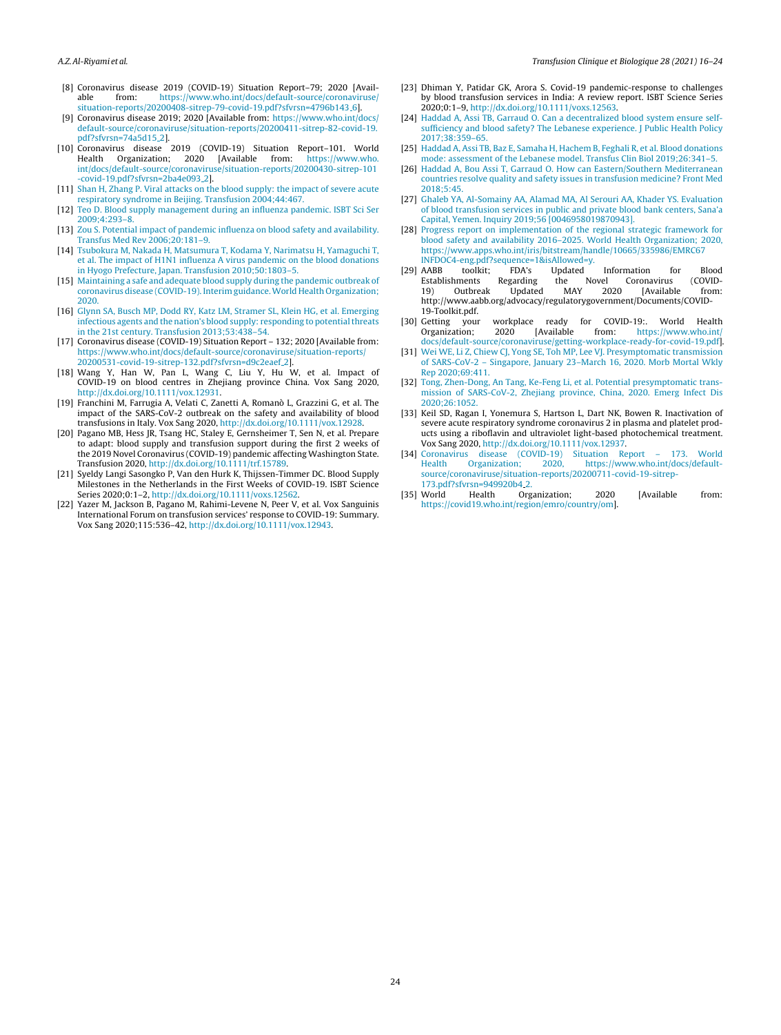[8] Coronavirus disease 2019 (COVID-19) Situation Report–79; 2020 [Available from: https://www.who.int/docs/default-source/coronaviruse/situation-reports/20200408-sitrep-79-covid-19.pdf?sfvrsn=4796b143_6].

[9] Coronavirus disease 2019; 2020 [Available from: https://www.who.int/docs/default-source/coronaviruse/situation-reports/20200411-sitrep-82-covid-19.pdf?sfvrsn=74a5d15_2].

[10] Coronavirus disease 2019 (COVID-19) Situation Report–101. World Health Organization; 2020 [Available from: https://www.who.int/docs/default-source/coronaviruse/situation-reports/20200430-sitrep-101-covid-19.pdf?sfvrsn=2ba4e093_2].

[11] Shan H, Zhang P. Viral attacks on the blood supply: the impact of severe acute respiratory syndrome in Beijing. Transfusion 2004;44:467.

[12] Teo D. Blood supply management during an influenza pandemic. ISBT Sci Ser 2009;4:293–8.

[13] Zou S. Potential impact of pandemic influenza on blood safety and availability. Transfus Med Rev 2006;20:181–9.

[14] Tsubokura M, Nakada H, Matsumura T, Kodama Y, Narimatsu H, Yamaguchi T, et al. The impact of H1N1 influenza A virus pandemic on the blood donations in Hyogo Prefecture, Japan. Transfusion 2010;50:1803–5.

[15] Maintaining a safe and adequate blood supply during the pandemic outbreak of coronavirus disease (COVID-19). Interim guidance. World Health Organization; 2020.

[16] Glynn SA, Busch MP, Dodd RY, Katz LM, Stramer SL, Klein HG, et al. Emerging infectious agents and the nation's blood supply: responding to potential threats in the 21st century. Transfusion 2013;53:438–54.

[17] Coronavirus disease (COVID-19) Situation Report – 132; 2020 [Available from: https://www.who.int/docs/default-source/coronaviruse/situation-reports/20200531-covid-19-sitrep-132.pdf?sfvrsn=d9c2eaef_2].

[18] Wang Y, Han W, Pan L, Wang C, Liu Y, Hu W, et al. Impact of COVID-19 on blood centres in Zhejiang province China. Vox Sang 2020, http://dx.doi.org/10.1111/vox.12931.

[19] Franchini M, Farrugia A, Velati C, Zanetti A, Romanò L, Grazzini G, et al. The impact of the SARS-CoV-2 outbreak on the safety and availability of blood transfusions in Italy. Vox Sang 2020, http://dx.doi.org/10.1111/vox.12928.

[20] Pagano MB, Hess JR, Tsang HC, Staley E, Gernsheimer T, Sen N, et al. Prepare to adapt: blood supply and transfusion support during the first 2 weeks of the 2019 Novel Coronavirus (COVID-19) pandemic affecting Washington State. Transfusion 2020, http://dx.doi.org/10.1111/trf.15789.

[21] Syeldy Langi Sasongko P, Van den Hurk K, Thijssen-Timmer DC. Blood Supply Milestones in the Netherlands in the First Weeks of COVID-19. ISBT Science Series 2020;0:1–2, http://dx.doi.org/10.1111/voxs.12562.

[22] Yazer M, Jackson B, Pagano M, Rahimi-Levene N, Peer V, et al. Vox Sanguinis International Forum on transfusion services' response to COVID-19: Summary. Vox Sang 2020;115:536–42, http://dx.doi.org/10.1111/vox.12943.

[23] Dhiman Y, Patidar GK, Arora S. Covid-19 pandemic-response to challenges by blood transfusion services in India: A review report. ISBT Science Series 2020;0:1–9, http://dx.doi.org/10.1111/voxs.12563.

[24] Haddad A, Assi TB, Garraud O. Can a decentralized blood system ensure self-sufficiency and blood safety? The Lebanese experience. J Public Health Policy 2017;38:359–65.

[25] Haddad A, Assi TB, Baz E, Samaha H, Hachem B, Feghali R, et al. Blood donations mode: assessment of the Lebanese model. Transfus Clin Biol 2019;26:341–5.

[26] Haddad A, Bou Assi T, Garraud O. How can Eastern/Southern Mediterranean countries resolve quality and safety issues in transfusion medicine? Front Med 2018;5:45.

[27] Ghaleb YA, Al-Somainy AA, Alamad MA, Al Serouri AA, Khader YS. Evaluation of blood transfusion services in public and private blood bank centers, Sana'a Capital, Yemen. Inquiry 2019;56 [0046958019870943].

[28] Progress report on implementation of the regional strategic framework for blood safety and availability 2016–2025. World Health Organization; 2020, https://www.apps.who.int/iris/bitstream/handle/10665/335986/EMRC67INFDOC4-eng.pdf?sequence=1&isAllowed=y.

[29] AABB toolkit; FDA's Updated Information for Blood Establishments Regarding the Novel Coronavirus (COVID-19) Outbreak Updated MAY 2020 [Available from: http://www.aabb.org/advocacy/regulatorygovernment/Documents/COVID-19-Toolkit.pdf.

[30] Getting your workplace ready for COVID-19:. World Health Organization; 2020 [Available from: https://www.who.int/docs/default-source/coronaviruse/getting-workplace-ready-for-covid-19.pdf].

[31] Wei WE, Li Z, Chiew CJ, Yong SE, Toh MP, Lee VJ. Presymptomatic transmission of SARS-CoV-2 – Singapore, January 23–March 16, 2020. Morb Mortal Wkly Rep 2020;69:411.

[32] Tong, Zhen-Dong, An Tang, Ke-Feng Li, et al. Potential presymptomatic transmission of SARS-CoV-2, Zhejiang province, China, 2020. Emerg Infect Dis 2020;26:1052.

[33] Keil SD, Ragan I, Yonemura S, Hartson L, Dart NK, Bowen R. Inactivation of severe acute respiratory syndrome coronavirus 2 in plasma and platelet products using a riboflavin and ultraviolet light-based photochemical treatment. Vox Sang 2020, http://dx.doi.org/10.1111/vox.12937.

[34] Coronavirus disease (COVID-19) Situation Report – 173. World Health Organization; 2020, https://www.who.int/docs/default-source/coronaviruse/situation-reports/20200711-covid-19-sitrep-173.pdf?sfvrsn=949920b4_2.

[35] World Health Organization; 2020 [Available from: https://covid19.who.int/region/emro/country/om].